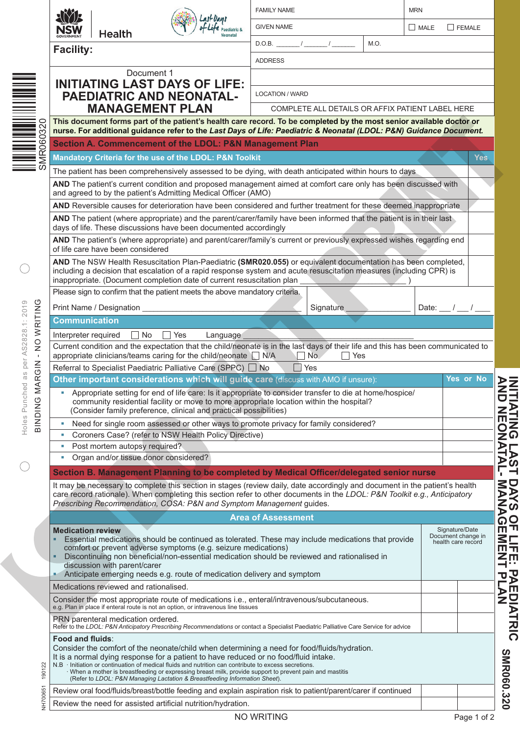NSW GOVERNMENT Health

Last Days of Life Paediatric & Neonatal

**Facility:**

| FAMILY NAME | | MRN |
|---|---|---|
| GIVEN NAME | | ☐ MALE ☐ FEMALE |
| D.O.B. \_\_\_\_\_\_ / \_\_\_\_\_\_ / \_\_\_\_\_\_ | M.O. | |
| ADDRESS | | |
| | | |
| LOCATION / WARD | | |
| COMPLETE ALL DETAILS OR AFFIX PATIENT LABEL HERE | | |

Document 1

# INITIATING LAST DAYS OF LIFE: PAEDIATRIC AND NEONATAL-MANAGEMENT PLAN

**This document forms part of the patient's health care record. To be completed by the most senior available doctor or nurse. For additional guidance refer to the *Last Days of Life: Paediatric & Neonatal (LDOL: P&N) Guidance Document.***

## Section A. Commencement of the LDOL: P&N Management Plan

| Mandatory Criteria for the use of the LDOL: P&N Toolkit | Yes |
|---|---|
| The patient has been comprehensively assessed to be dying, with death anticipated within hours to days | |
| **AND** The patient's current condition and proposed management aimed at comfort care only has been discussed with and agreed to by the patient's Admitting Medical Officer (AMO) | |
| **AND** Reversible causes for deterioration have been considered and further treatment for these deemed inappropriate | |
| **AND** The patient (where appropriate) and the parent/carer/family have been informed that the patient is in their last days of life. These discussions have been documented accordingly | |
| **AND** The patient's (where appropriate) and parent/carer/family's current or previously expressed wishes regarding end of life care have been considered | |
| **AND** The NSW Health Resuscitation Plan-Paediatric **(SMR020.055)** or equivalent documentation has been completed, including a decision that escalation of a rapid response system and acute resuscitation measures (including CPR) is inappropriate. (Document completion date of current resuscitation plan \_\_\_\_\_\_\_\_\_\_\_\_\_\_\_\_\_\_\_\_\_\_ ) | |

Please sign to confirm that the patient meets the above mandatory criteria.

Print Name / Designation \_\_\_\_\_\_\_\_\_\_\_\_\_\_\_\_\_\_\_\_\_\_\_\_\_\_\_\_ Signature \_\_\_\_\_\_\_\_\_\_\_\_\_\_ Date: \_\_\_ / \_\_\_ / \_\_\_\_

### Communication

Interpreter required ☐ No ☐ Yes Language \_\_\_\_\_\_\_\_\_\_\_\_\_\_\_\_\_\_\_\_\_\_\_\_\_\_\_\_

Current condition and the expectation that the child/neonate is in the last days of their life and this has been communicated to appropriate clinicians/teams caring for the child/neonate ☐ N/A ☐ No ☐ Yes

Referral to Specialist Paediatric Palliative Care (SPPC) ☐ No ☐ Yes

| **Other important considerations which will guide care** (discuss with AMO if unsure): | Yes or No |
|---|---|
| ▪ Appropriate setting for end of life care: Is it appropriate to consider transfer to die at home/hospice/ community residential facility or move to more appropriate location within the hospital? (Consider family preference, clinical and practical possibilities) | |
| ▪ Need for single room assessed or other ways to promote privacy for family considered? | |
| ▪ Coroners Case? (refer to NSW Health Policy Directive) | |
| ▪ Post mortem autopsy required? | |
| ▪ Organ and/or tissue donor considered? | |

## Section B. Management Planning to be completed by Medical Officer/delegated senior nurse

It may be necessary to complete this section in stages (review daily, date accordingly and document in the patient's health care record rationale). When completing this section refer to other documents in the *LDOL: P&N Toolkit e.g., Anticipatory Prescribing Recommendation, COSA: P&N and Symptom Management* guides.

| Area of Assessment | Signature/Date Document change in health care record | |
|---|---|---|
| **Medication review**<br>▪ Essential medications should be continued as tolerated. These may include medications that provide comfort or prevent adverse symptoms (e.g. seizure medications)<br>▪ Discontinuing non beneficial/non-essential medication should be reviewed and rationalised in discussion with parent/carer<br>▪ Anticipate emerging needs e.g. route of medication delivery and symptom | | |
| Medications reviewed and rationalised. | | |
| Consider the most appropriate route of medications i.e., enteral/intravenous/subcutaneous.<br>e.g. Plan in place if enteral route is not an option, or intravenous line tissues | | |
| PRN parenteral medication ordered.<br>Refer to the *LDOL: P&N Anticipatory Prescribing Recommendations* or contact a Specialist Paediatric Palliative Care Service for advice | | |
| **Food and fluids**:<br>Consider the comfort of the neonate/child when determining a need for food/fluids/hydration.<br>It is a normal dying response for a patient to have reduced or no food/fluid intake.<br>N.B · Initiation or continuation of medical fluids and nutrition can contribute to excess secretions.<br>· When a mother is breastfeeding or expressing breast milk, provide support to prevent pain and mastitis (Refer to *LDOL: P&N Managing Lactation & Breastfeeding Information Sheet*). | | |
| Review oral food/fluids/breast/bottle feeding and explain aspiration risk to patient/parent/carer if continued | | |
| Review the need for assisted artificial nutrition/hydration. | | |

NO WRITING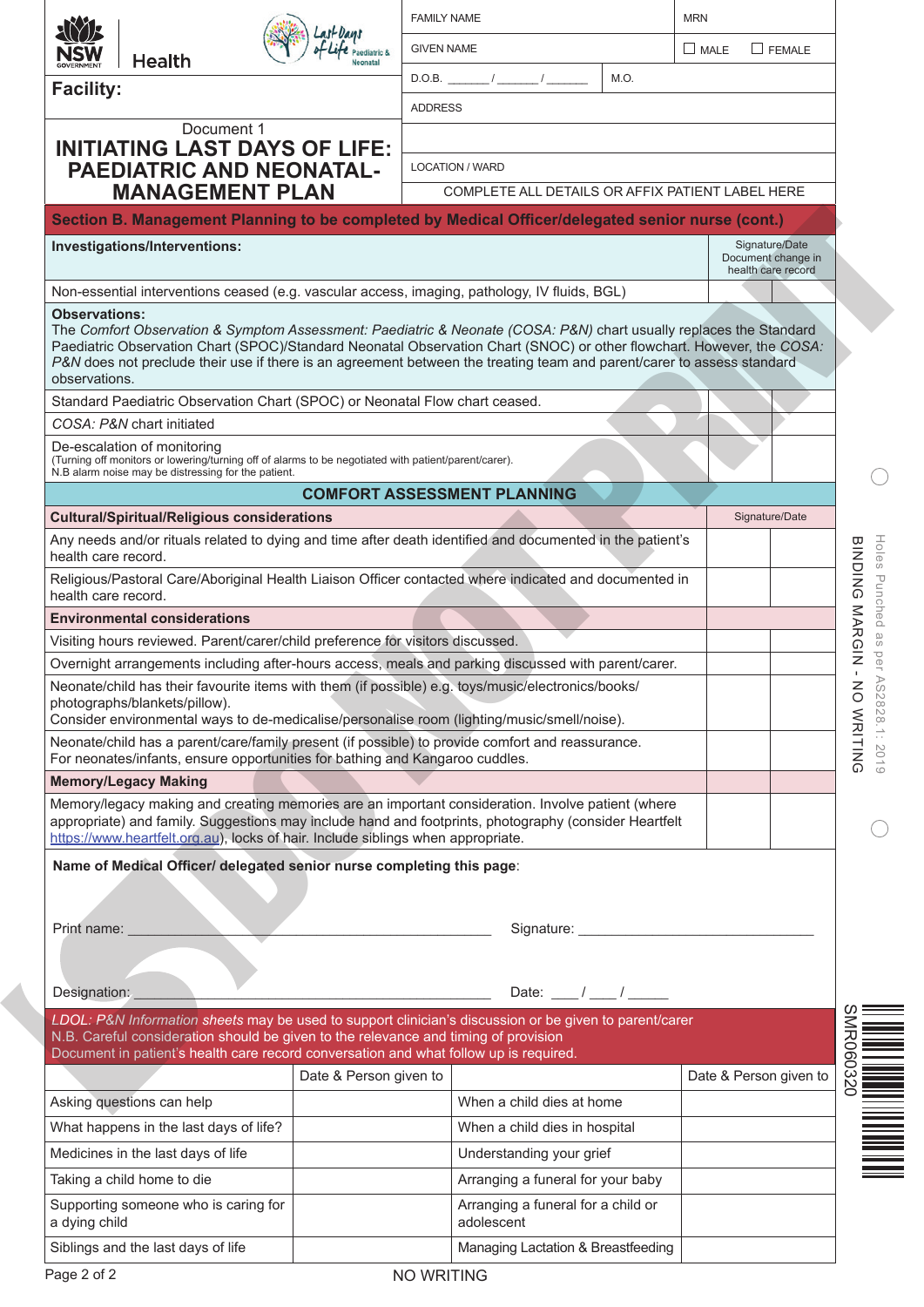NSW GOVERNMENT Health | Last Days of Life Paediatric & Neonatal

**Facility:**

| FAMILY NAME | MRN |
|---|---|
| GIVEN NAME | ☐ MALE ☐ FEMALE |
| D.O.B. _______ / _______ / _______ | M.O. |
| ADDRESS | |
| | |
| LOCATION / WARD | |
| COMPLETE ALL DETAILS OR AFFIX PATIENT LABEL HERE | |

Document 1

# INITIATING LAST DAYS OF LIFE: PAEDIATRIC AND NEONATAL- MANAGEMENT PLAN

## Section B. Management Planning to be completed by Medical Officer/delegated senior nurse (cont.)

| **Investigations/Interventions:** | Signature/Date Document change in health care record | |
|---|---|---|
| Non-essential interventions ceased (e.g. vascular access, imaging, pathology, IV fluids, BGL) | | |
| **Observations:** The *Comfort Observation & Symptom Assessment: Paediatric & Neonate (COSA: P&N)* chart usually replaces the Standard Paediatric Observation Chart (SPOC)/Standard Neonatal Observation Chart (SNOC) or other flowchart. However, the *COSA: P&N* does not preclude their use if there is an agreement between the treating team and parent/carer to assess standard observations. | | |
| Standard Paediatric Observation Chart (SPOC) or Neonatal Flow chart ceased. | | |
| *COSA: P&N* chart initiated | | |
| De-escalation of monitoring (Turning off monitors or lowering/turning off of alarms to be negotiated with patient/parent/carer). N.B alarm noise may be distressing for the patient. | | |

### COMFORT ASSESSMENT PLANNING

| **Cultural/Spiritual/Religious considerations** | Signature/Date | |
|---|---|---|
| Any needs and/or rituals related to dying and time after death identified and documented in the patient's health care record. | | |
| Religious/Pastoral Care/Aboriginal Health Liaison Officer contacted where indicated and documented in health care record. | | |
| **Environmental considerations** | | |
| Visiting hours reviewed. Parent/carer/child preference for visitors discussed. | | |
| Overnight arrangements including after-hours access, meals and parking discussed with parent/carer. | | |
| Neonate/child has their favourite items with them (if possible) e.g. toys/music/electronics/books/ photographs/blankets/pillow). Consider environmental ways to de-medicalise/personalise room (lighting/music/smell/noise). | | |
| Neonate/child has a parent/care/family present (if possible) to provide comfort and reassurance. For neonates/infants, ensure opportunities for bathing and Kangaroo cuddles. | | |
| **Memory/Legacy Making** | | |
| Memory/legacy making and creating memories are an important consideration. Involve patient (where appropriate) and family. Suggestions may include hand and footprints, photography (consider Heartfelt https://www.heartfelt.org.au), locks of hair. Include siblings when appropriate. | | |

**Name of Medical Officer/ delegated senior nurse completing this page**:

Print name: ______________________________________________ Signature: ________________________________

Designation: ______________________________________________ Date: ____ / ____ / ______

*LDOL: P&N Information sheets* may be used to support clinician's discussion or be given to parent/carer
N.B. Careful consideration should be given to the relevance and timing of provision
Document in patient's health care record conversation and what follow up is required.

| | Date & Person given to | | Date & Person given to |
|---|---|---|---|
| Asking questions can help | | When a child dies at home | |
| What happens in the last days of life? | | When a child dies in hospital | |
| Medicines in the last days of life | | Understanding your grief | |
| Taking a child home to die | | Arranging a funeral for your baby | |
| Supporting someone who is caring for a dying child | | Arranging a funeral for a child or adolescent | |
| Siblings and the last days of life | | Managing Lactation & Breastfeeding | |

NO WRITING

BINDING MARGIN - NO WRITING

Holes Punched as per AS2828.1: 2019

SMR060320